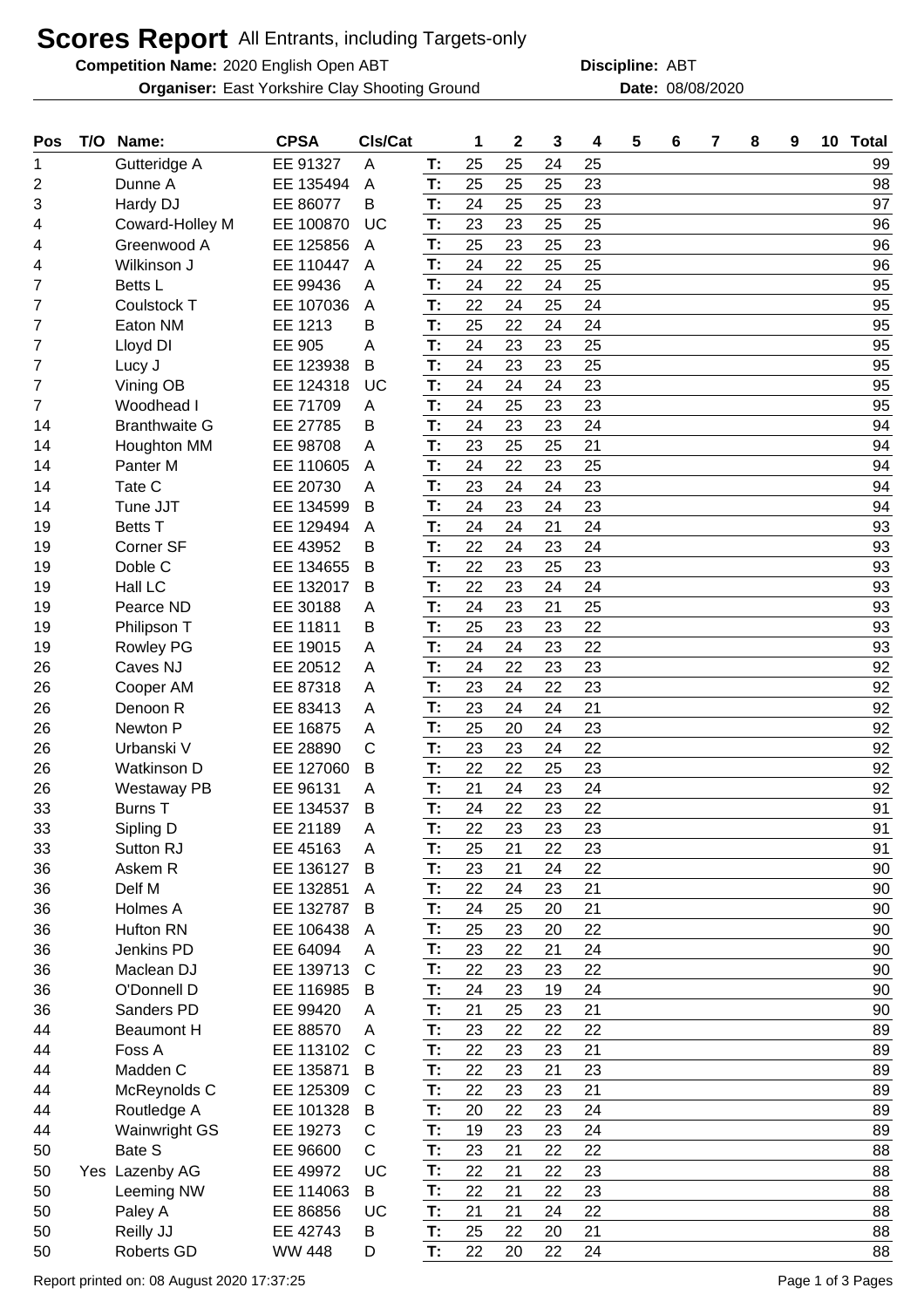# Scores Report All Entrants, including Targets-only

**Competition Name:** 2020 English Open ABT **Discipline:** ABT

**Organiser:** East Yorkshire Clay Shooting Ground **Date:** 08/08/2020

| Pos | T/O | Name: | CPSA | Cls/Cat | | 1 | 2 | 3 | 4 | 5 | 6 | 7 | 8 | 9 | 10 | Total |
|---|---|---|---|---|---|---|---|---|---|---|---|---|---|---|---|---|
| 1 | | Gutteridge A | EE 91327 | A | T: | 25 | 25 | 24 | 25 | | | | | | | 99 |
| 2 | | Dunne A | EE 135494 | A | T: | 25 | 25 | 25 | 23 | | | | | | | 98 |
| 3 | | Hardy DJ | EE 86077 | B | T: | 24 | 25 | 25 | 23 | | | | | | | 97 |
| 4 | | Coward-Holley M | EE 100870 | UC | T: | 23 | 23 | 25 | 25 | | | | | | | 96 |
| 4 | | Greenwood A | EE 125856 | A | T: | 25 | 23 | 25 | 23 | | | | | | | 96 |
| 4 | | Wilkinson J | EE 110447 | A | T: | 24 | 22 | 25 | 25 | | | | | | | 96 |
| 7 | | Betts L | EE 99436 | A | T: | 24 | 22 | 24 | 25 | | | | | | | 95 |
| 7 | | Coulstock T | EE 107036 | A | T: | 22 | 24 | 25 | 24 | | | | | | | 95 |
| 7 | | Eaton NM | EE 1213 | B | T: | 25 | 22 | 24 | 24 | | | | | | | 95 |
| 7 | | Lloyd DI | EE 905 | A | T: | 24 | 23 | 23 | 25 | | | | | | | 95 |
| 7 | | Lucy J | EE 123938 | B | T: | 24 | 23 | 23 | 25 | | | | | | | 95 |
| 7 | | Vining OB | EE 124318 | UC | T: | 24 | 24 | 24 | 23 | | | | | | | 95 |
| 7 | | Woodhead I | EE 71709 | A | T: | 24 | 25 | 23 | 23 | | | | | | | 95 |
| 14 | | Branthwaite G | EE 27785 | B | T: | 24 | 23 | 23 | 24 | | | | | | | 94 |
| 14 | | Houghton MM | EE 98708 | A | T: | 23 | 25 | 25 | 21 | | | | | | | 94 |
| 14 | | Panter M | EE 110605 | A | T: | 24 | 22 | 23 | 25 | | | | | | | 94 |
| 14 | | Tate C | EE 20730 | A | T: | 23 | 24 | 24 | 23 | | | | | | | 94 |
| 14 | | Tune JJT | EE 134599 | B | T: | 24 | 23 | 24 | 23 | | | | | | | 94 |
| 19 | | Betts T | EE 129494 | A | T: | 24 | 24 | 21 | 24 | | | | | | | 93 |
| 19 | | Corner SF | EE 43952 | B | T: | 22 | 24 | 23 | 24 | | | | | | | 93 |
| 19 | | Doble C | EE 134655 | B | T: | 22 | 23 | 25 | 23 | | | | | | | 93 |
| 19 | | Hall LC | EE 132017 | B | T: | 22 | 23 | 24 | 24 | | | | | | | 93 |
| 19 | | Pearce ND | EE 30188 | A | T: | 24 | 23 | 21 | 25 | | | | | | | 93 |
| 19 | | Philipson T | EE 11811 | B | T: | 25 | 23 | 23 | 22 | | | | | | | 93 |
| 19 | | Rowley PG | EE 19015 | A | T: | 24 | 24 | 23 | 22 | | | | | | | 93 |
| 26 | | Caves NJ | EE 20512 | A | T: | 24 | 22 | 23 | 23 | | | | | | | 92 |
| 26 | | Cooper AM | EE 87318 | A | T: | 23 | 24 | 22 | 23 | | | | | | | 92 |
| 26 | | Denoon R | EE 83413 | A | T: | 23 | 24 | 24 | 21 | | | | | | | 92 |
| 26 | | Newton P | EE 16875 | A | T: | 25 | 20 | 24 | 23 | | | | | | | 92 |
| 26 | | Urbanski V | EE 28890 | C | T: | 23 | 23 | 24 | 22 | | | | | | | 92 |
| 26 | | Watkinson D | EE 127060 | B | T: | 22 | 22 | 25 | 23 | | | | | | | 92 |
| 26 | | Westaway PB | EE 96131 | A | T: | 21 | 24 | 23 | 24 | | | | | | | 92 |
| 33 | | Burns T | EE 134537 | B | T: | 24 | 22 | 23 | 22 | | | | | | | 91 |
| 33 | | Sipling D | EE 21189 | A | T: | 22 | 23 | 23 | 23 | | | | | | | 91 |
| 33 | | Sutton RJ | EE 45163 | A | T: | 25 | 21 | 22 | 23 | | | | | | | 91 |
| 36 | | Askem R | EE 136127 | B | T: | 23 | 21 | 24 | 22 | | | | | | | 90 |
| 36 | | Delf M | EE 132851 | A | T: | 22 | 24 | 23 | 21 | | | | | | | 90 |
| 36 | | Holmes A | EE 132787 | B | T: | 24 | 25 | 20 | 21 | | | | | | | 90 |
| 36 | | Hufton RN | EE 106438 | A | T: | 25 | 23 | 20 | 22 | | | | | | | 90 |
| 36 | | Jenkins PD | EE 64094 | A | T: | 23 | 22 | 21 | 24 | | | | | | | 90 |
| 36 | | Maclean DJ | EE 139713 | C | T: | 22 | 23 | 23 | 22 | | | | | | | 90 |
| 36 | | O'Donnell D | EE 116985 | B | T: | 24 | 23 | 19 | 24 | | | | | | | 90 |
| 36 | | Sanders PD | EE 99420 | A | T: | 21 | 25 | 23 | 21 | | | | | | | 90 |
| 44 | | Beaumont H | EE 88570 | A | T: | 23 | 22 | 22 | 22 | | | | | | | 89 |
| 44 | | Foss A | EE 113102 | C | T: | 22 | 23 | 23 | 21 | | | | | | | 89 |
| 44 | | Madden C | EE 135871 | B | T: | 22 | 23 | 21 | 23 | | | | | | | 89 |
| 44 | | McReynolds C | EE 125309 | C | T: | 22 | 23 | 23 | 21 | | | | | | | 89 |
| 44 | | Routledge A | EE 101328 | B | T: | 20 | 22 | 23 | 24 | | | | | | | 89 |
| 44 | | Wainwright GS | EE 19273 | C | T: | 19 | 23 | 23 | 24 | | | | | | | 89 |
| 50 | | Bate S | EE 96600 | C | T: | 23 | 21 | 22 | 22 | | | | | | | 88 |
| 50 | Yes | Lazenby AG | EE 49972 | UC | T: | 22 | 21 | 22 | 23 | | | | | | | 88 |
| 50 | | Leeming NW | EE 114063 | B | T: | 22 | 21 | 22 | 23 | | | | | | | 88 |
| 50 | | Paley A | EE 86856 | UC | T: | 21 | 21 | 24 | 22 | | | | | | | 88 |
| 50 | | Reilly JJ | EE 42743 | B | T: | 25 | 22 | 20 | 21 | | | | | | | 88 |
| 50 | | Roberts GD | WW 448 | D | T: | 22 | 20 | 22 | 24 | | | | | | | 88 |

Report printed on: 08 August 2020 17:37:25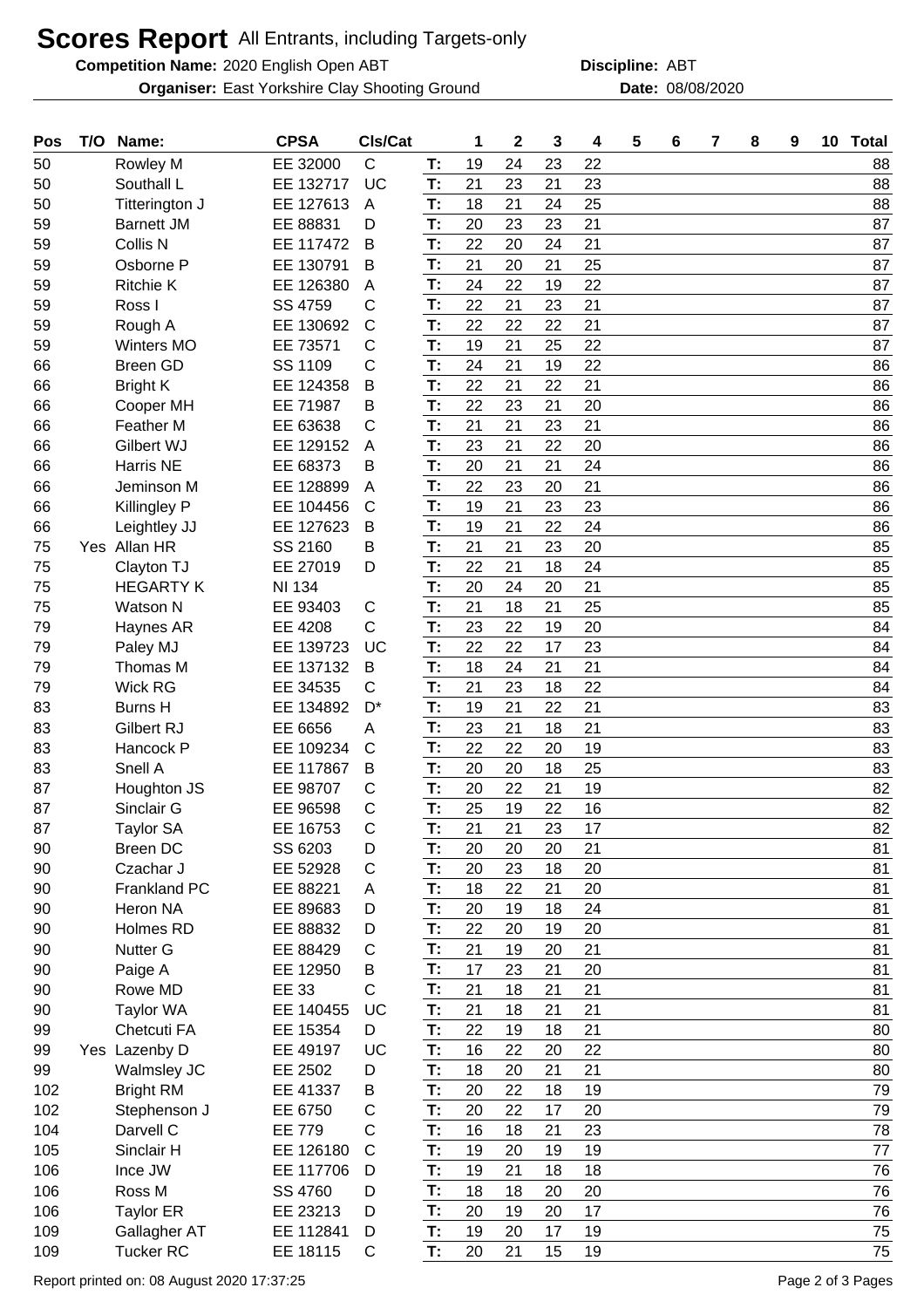# Scores Report All Entrants, including Targets-only

**Competition Name:** 2020 English Open ABT **Discipline:** ABT

**Organiser:** East Yorkshire Clay Shooting Ground **Date:** 08/08/2020

| Pos | T/O | Name: | CPSA | Cls/Cat | | 1 | 2 | 3 | 4 | 5 | 6 | 7 | 8 | 9 | 10 | Total |
|---|---|---|---|---|---|---|---|---|---|---|---|---|---|---|---|---|
| 50 | | Rowley M | EE 32000 | C | T: | 19 | 24 | 23 | 22 | | | | | | | 88 |
| 50 | | Southall L | EE 132717 | UC | T: | 21 | 23 | 21 | 23 | | | | | | | 88 |
| 50 | | Titterington J | EE 127613 | A | T: | 18 | 21 | 24 | 25 | | | | | | | 88 |
| 59 | | Barnett JM | EE 88831 | D | T: | 20 | 23 | 23 | 21 | | | | | | | 87 |
| 59 | | Collis N | EE 117472 | B | T: | 22 | 20 | 24 | 21 | | | | | | | 87 |
| 59 | | Osborne P | EE 130791 | B | T: | 21 | 20 | 21 | 25 | | | | | | | 87 |
| 59 | | Ritchie K | EE 126380 | A | T: | 24 | 22 | 19 | 22 | | | | | | | 87 |
| 59 | | Ross I | SS 4759 | C | T: | 22 | 21 | 23 | 21 | | | | | | | 87 |
| 59 | | Rough A | EE 130692 | C | T: | 22 | 22 | 22 | 21 | | | | | | | 87 |
| 59 | | Winters MO | EE 73571 | C | T: | 19 | 21 | 25 | 22 | | | | | | | 87 |
| 66 | | Breen GD | SS 1109 | C | T: | 24 | 21 | 19 | 22 | | | | | | | 86 |
| 66 | | Bright K | EE 124358 | B | T: | 22 | 21 | 22 | 21 | | | | | | | 86 |
| 66 | | Cooper MH | EE 71987 | B | T: | 22 | 23 | 21 | 20 | | | | | | | 86 |
| 66 | | Feather M | EE 63638 | C | T: | 21 | 21 | 23 | 21 | | | | | | | 86 |
| 66 | | Gilbert WJ | EE 129152 | A | T: | 23 | 21 | 22 | 20 | | | | | | | 86 |
| 66 | | Harris NE | EE 68373 | B | T: | 20 | 21 | 21 | 24 | | | | | | | 86 |
| 66 | | Jeminson M | EE 128899 | A | T: | 22 | 23 | 20 | 21 | | | | | | | 86 |
| 66 | | Killingley P | EE 104456 | C | T: | 19 | 21 | 23 | 23 | | | | | | | 86 |
| 66 | | Leightley JJ | EE 127623 | B | T: | 19 | 21 | 22 | 24 | | | | | | | 86 |
| 75 | Yes | Allan HR | SS 2160 | B | T: | 21 | 21 | 23 | 20 | | | | | | | 85 |
| 75 | | Clayton TJ | EE 27019 | D | T: | 22 | 21 | 18 | 24 | | | | | | | 85 |
| 75 | | HEGARTY K | NI 134 | | T: | 20 | 24 | 20 | 21 | | | | | | | 85 |
| 75 | | Watson N | EE 93403 | C | T: | 21 | 18 | 21 | 25 | | | | | | | 85 |
| 79 | | Haynes AR | EE 4208 | C | T: | 23 | 22 | 19 | 20 | | | | | | | 84 |
| 79 | | Paley MJ | EE 139723 | UC | T: | 22 | 22 | 17 | 23 | | | | | | | 84 |
| 79 | | Thomas M | EE 137132 | B | T: | 18 | 24 | 21 | 21 | | | | | | | 84 |
| 79 | | Wick RG | EE 34535 | C | T: | 21 | 23 | 18 | 22 | | | | | | | 84 |
| 83 | | Burns H | EE 134892 | D* | T: | 19 | 21 | 22 | 21 | | | | | | | 83 |
| 83 | | Gilbert RJ | EE 6656 | A | T: | 23 | 21 | 18 | 21 | | | | | | | 83 |
| 83 | | Hancock P | EE 109234 | C | T: | 22 | 22 | 20 | 19 | | | | | | | 83 |
| 83 | | Snell A | EE 117867 | B | T: | 20 | 20 | 18 | 25 | | | | | | | 83 |
| 87 | | Houghton JS | EE 98707 | C | T: | 20 | 22 | 21 | 19 | | | | | | | 82 |
| 87 | | Sinclair G | EE 96598 | C | T: | 25 | 19 | 22 | 16 | | | | | | | 82 |
| 87 | | Taylor SA | EE 16753 | C | T: | 21 | 21 | 23 | 17 | | | | | | | 82 |
| 90 | | Breen DC | SS 6203 | D | T: | 20 | 20 | 20 | 21 | | | | | | | 81 |
| 90 | | Czachar J | EE 52928 | C | T: | 20 | 23 | 18 | 20 | | | | | | | 81 |
| 90 | | Frankland PC | EE 88221 | A | T: | 18 | 22 | 21 | 20 | | | | | | | 81 |
| 90 | | Heron NA | EE 89683 | D | T: | 20 | 19 | 18 | 24 | | | | | | | 81 |
| 90 | | Holmes RD | EE 88832 | D | T: | 22 | 20 | 19 | 20 | | | | | | | 81 |
| 90 | | Nutter G | EE 88429 | C | T: | 21 | 19 | 20 | 21 | | | | | | | 81 |
| 90 | | Paige A | EE 12950 | B | T: | 17 | 23 | 21 | 20 | | | | | | | 81 |
| 90 | | Rowe MD | EE 33 | C | T: | 21 | 18 | 21 | 21 | | | | | | | 81 |
| 90 | | Taylor WA | EE 140455 | UC | T: | 21 | 18 | 21 | 21 | | | | | | | 81 |
| 99 | | Chetcuti FA | EE 15354 | D | T: | 22 | 19 | 18 | 21 | | | | | | | 80 |
| 99 | Yes | Lazenby D | EE 49197 | UC | T: | 16 | 22 | 20 | 22 | | | | | | | 80 |
| 99 | | Walmsley JC | EE 2502 | D | T: | 18 | 20 | 21 | 21 | | | | | | | 80 |
| 102 | | Bright RM | EE 41337 | B | T: | 20 | 22 | 18 | 19 | | | | | | | 79 |
| 102 | | Stephenson J | EE 6750 | C | T: | 20 | 22 | 17 | 20 | | | | | | | 79 |
| 104 | | Darvell C | EE 779 | C | T: | 16 | 18 | 21 | 23 | | | | | | | 78 |
| 105 | | Sinclair H | EE 126180 | C | T: | 19 | 20 | 19 | 19 | | | | | | | 77 |
| 106 | | Ince JW | EE 117706 | D | T: | 19 | 21 | 18 | 18 | | | | | | | 76 |
| 106 | | Ross M | SS 4760 | D | T: | 18 | 18 | 20 | 20 | | | | | | | 76 |
| 106 | | Taylor ER | EE 23213 | D | T: | 20 | 19 | 20 | 17 | | | | | | | 76 |
| 109 | | Gallagher AT | EE 112841 | D | T: | 19 | 20 | 17 | 19 | | | | | | | 75 |
| 109 | | Tucker RC | EE 18115 | C | T: | 20 | 21 | 15 | 19 | | | | | | | 75 |

Report printed on: 08 August 2020 17:37:25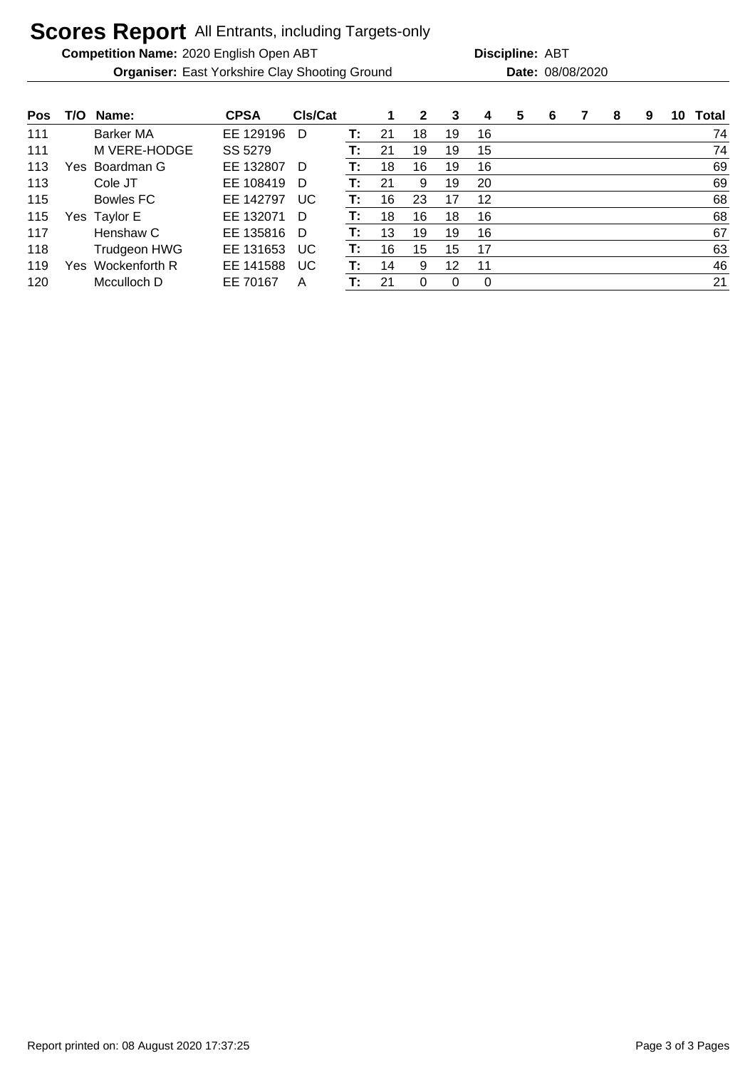# Scores Report All Entrants, including Targets-only

**Competition Name:** 2020 English Open ABT **Discipline:** ABT

**Organiser:** East Yorkshire Clay Shooting Ground **Date:** 08/08/2020

| Pos | T/O | Name: | CPSA | Cls/Cat | | 1 | 2 | 3 | 4 | 5 | 6 | 7 | 8 | 9 | 10 | Total |
|---|---|---|---|---|---|---|---|---|---|---|---|---|---|---|---|---|
| 111 | | Barker MA | EE 129196 | D | T: | 21 | 18 | 19 | 16 | | | | | | | 74 |
| 111 | | M VERE-HODGE | SS 5279 | | T: | 21 | 19 | 19 | 15 | | | | | | | 74 |
| 113 | Yes | Boardman G | EE 132807 | D | T: | 18 | 16 | 19 | 16 | | | | | | | 69 |
| 113 | | Cole JT | EE 108419 | D | T: | 21 | 9 | 19 | 20 | | | | | | | 69 |
| 115 | | Bowles FC | EE 142797 | UC | T: | 16 | 23 | 17 | 12 | | | | | | | 68 |
| 115 | Yes | Taylor E | EE 132071 | D | T: | 18 | 16 | 18 | 16 | | | | | | | 68 |
| 117 | | Henshaw C | EE 135816 | D | T: | 13 | 19 | 19 | 16 | | | | | | | 67 |
| 118 | | Trudgeon HWG | EE 131653 | UC | T: | 16 | 15 | 15 | 17 | | | | | | | 63 |
| 119 | Yes | Wockenforth R | EE 141588 | UC | T: | 14 | 9 | 12 | 11 | | | | | | | 46 |
| 120 | | Mcculloch D | EE 70167 | A | T: | 21 | 0 | 0 | 0 | | | | | | | 21 |

Report printed on: 08 August 2020 17:37:25